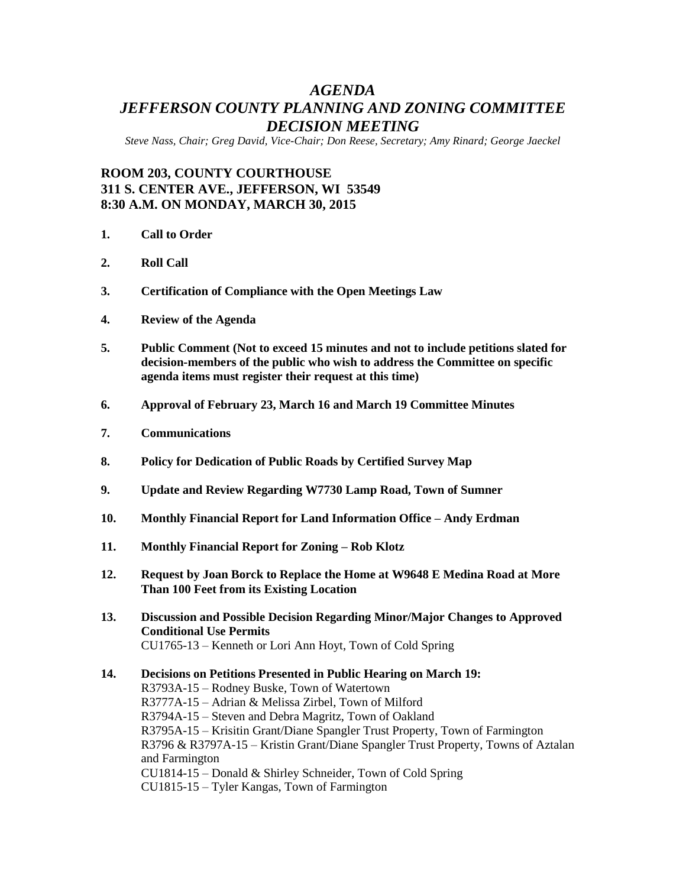# *AGENDA*
# *JEFFERSON COUNTY PLANNING AND ZONING COMMITTEE DECISION MEETING*

*Steve Nass, Chair; Greg David, Vice-Chair; Don Reese, Secretary; Amy Rinard; George Jaeckel*

**ROOM 203, COUNTY COURTHOUSE**
**311 S. CENTER AVE., JEFFERSON, WI 53549**
**8:30 A.M. ON MONDAY, MARCH 30, 2015**

1. **Call to Order**

2. **Roll Call**

3. **Certification of Compliance with the Open Meetings Law**

4. **Review of the Agenda**

5. **Public Comment (Not to exceed 15 minutes and not to include petitions slated for decision-members of the public who wish to address the Committee on specific agenda items must register their request at this time)**

6. **Approval of February 23, March 16 and March 19 Committee Minutes**

7. **Communications**

8. **Policy for Dedication of Public Roads by Certified Survey Map**

9. **Update and Review Regarding W7730 Lamp Road, Town of Sumner**

10. **Monthly Financial Report for Land Information Office – Andy Erdman**

11. **Monthly Financial Report for Zoning – Rob Klotz**

12. **Request by Joan Borck to Replace the Home at W9648 E Medina Road at More Than 100 Feet from its Existing Location**

13. **Discussion and Possible Decision Regarding Minor/Major Changes to Approved Conditional Use Permits**
    CU1765-13 – Kenneth or Lori Ann Hoyt, Town of Cold Spring

14. **Decisions on Petitions Presented in Public Hearing on March 19:**
    R3793A-15 – Rodney Buske, Town of Watertown
    R3777A-15 – Adrian & Melissa Zirbel, Town of Milford
    R3794A-15 – Steven and Debra Magritz, Town of Oakland
    R3795A-15 – Krisitin Grant/Diane Spangler Trust Property, Town of Farmington
    R3796 & R3797A-15 – Kristin Grant/Diane Spangler Trust Property, Towns of Aztalan and Farmington
    CU1814-15 – Donald & Shirley Schneider, Town of Cold Spring
    CU1815-15 – Tyler Kangas, Town of Farmington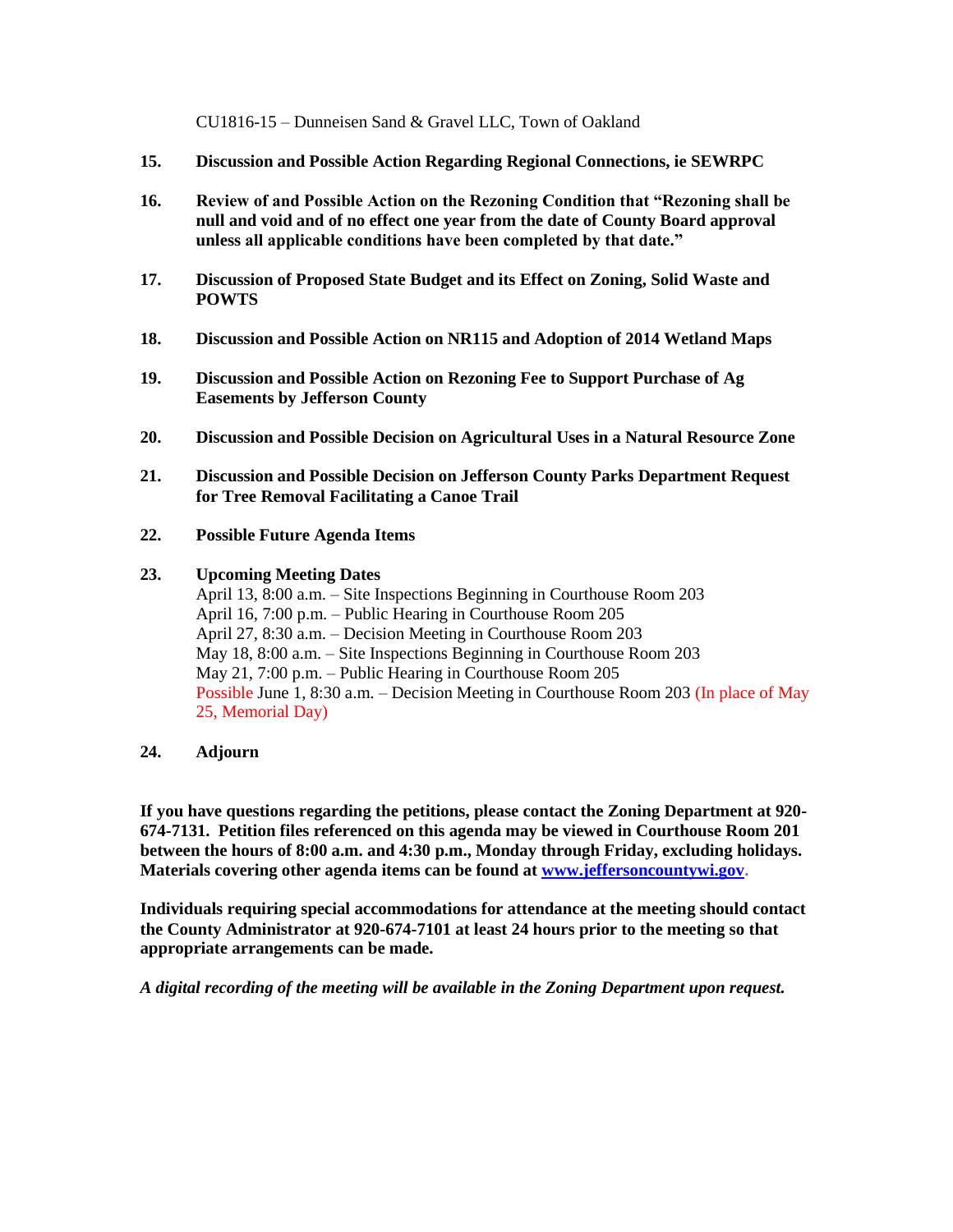CU1816-15 – Dunneisen Sand & Gravel LLC, Town of Oakland

**15. Discussion and Possible Action Regarding Regional Connections, ie SEWRPC**

**16. Review of and Possible Action on the Rezoning Condition that "Rezoning shall be null and void and of no effect one year from the date of County Board approval unless all applicable conditions have been completed by that date."**

**17. Discussion of Proposed State Budget and its Effect on Zoning, Solid Waste and POWTS**

**18. Discussion and Possible Action on NR115 and Adoption of 2014 Wetland Maps**

**19. Discussion and Possible Action on Rezoning Fee to Support Purchase of Ag Easements by Jefferson County**

**20. Discussion and Possible Decision on Agricultural Uses in a Natural Resource Zone**

**21. Discussion and Possible Decision on Jefferson County Parks Department Request for Tree Removal Facilitating a Canoe Trail**

**22. Possible Future Agenda Items**

**23. Upcoming Meeting Dates**

April 13, 8:00 a.m. – Site Inspections Beginning in Courthouse Room 203
April 16, 7:00 p.m. – Public Hearing in Courthouse Room 205
April 27, 8:30 a.m. – Decision Meeting in Courthouse Room 203
May 18, 8:00 a.m. – Site Inspections Beginning in Courthouse Room 203
May 21, 7:00 p.m. – Public Hearing in Courthouse Room 205
Possible June 1, 8:30 a.m. – Decision Meeting in Courthouse Room 203 (In place of May 25, Memorial Day)

**24. Adjourn**

**If you have questions regarding the petitions, please contact the Zoning Department at 920-674-7131. Petition files referenced on this agenda may be viewed in Courthouse Room 201 between the hours of 8:00 a.m. and 4:30 p.m., Monday through Friday, excluding holidays. Materials covering other agenda items can be found at www.jeffersoncountywi.gov.**

**Individuals requiring special accommodations for attendance at the meeting should contact the County Administrator at 920-674-7101 at least 24 hours prior to the meeting so that appropriate arrangements can be made.**

***A digital recording of the meeting will be available in the Zoning Department upon request.***